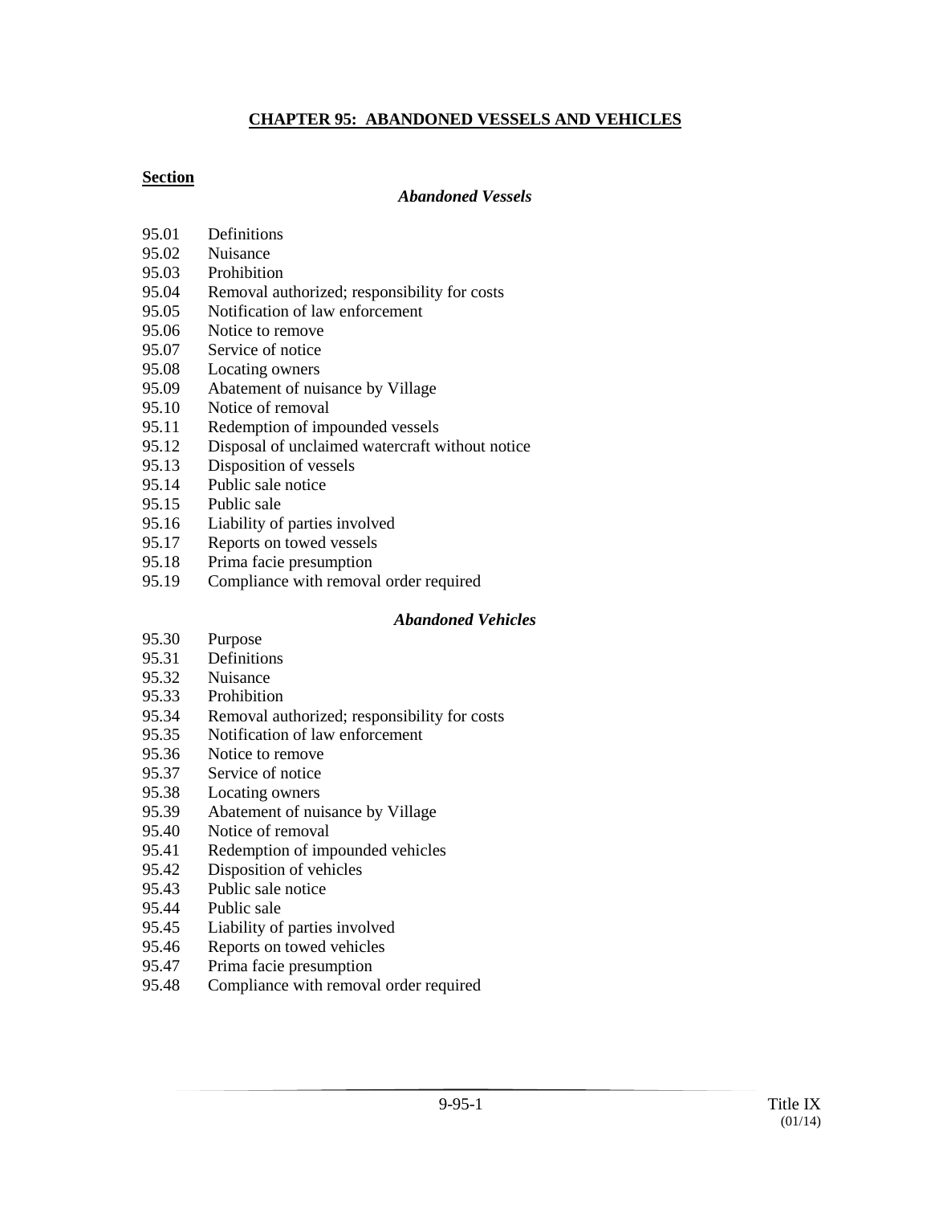# CHAPTER 95: ABANDONED VESSELS AND VEHICLES

**Section**

### *Abandoned Vessels*

95.01 Definitions
95.02 Nuisance
95.03 Prohibition
95.04 Removal authorized; responsibility for costs
95.05 Notification of law enforcement
95.06 Notice to remove
95.07 Service of notice
95.08 Locating owners
95.09 Abatement of nuisance by Village
95.10 Notice of removal
95.11 Redemption of impounded vessels
95.12 Disposal of unclaimed watercraft without notice
95.13 Disposition of vessels
95.14 Public sale notice
95.15 Public sale
95.16 Liability of parties involved
95.17 Reports on towed vessels
95.18 Prima facie presumption
95.19 Compliance with removal order required

### *Abandoned Vehicles*

95.30 Purpose
95.31 Definitions
95.32 Nuisance
95.33 Prohibition
95.34 Removal authorized; responsibility for costs
95.35 Notification of law enforcement
95.36 Notice to remove
95.37 Service of notice
95.38 Locating owners
95.39 Abatement of nuisance by Village
95.40 Notice of removal
95.41 Redemption of impounded vehicles
95.42 Disposition of vehicles
95.43 Public sale notice
95.44 Public sale
95.45 Liability of parties involved
95.46 Reports on towed vehicles
95.47 Prima facie presumption
95.48 Compliance with removal order required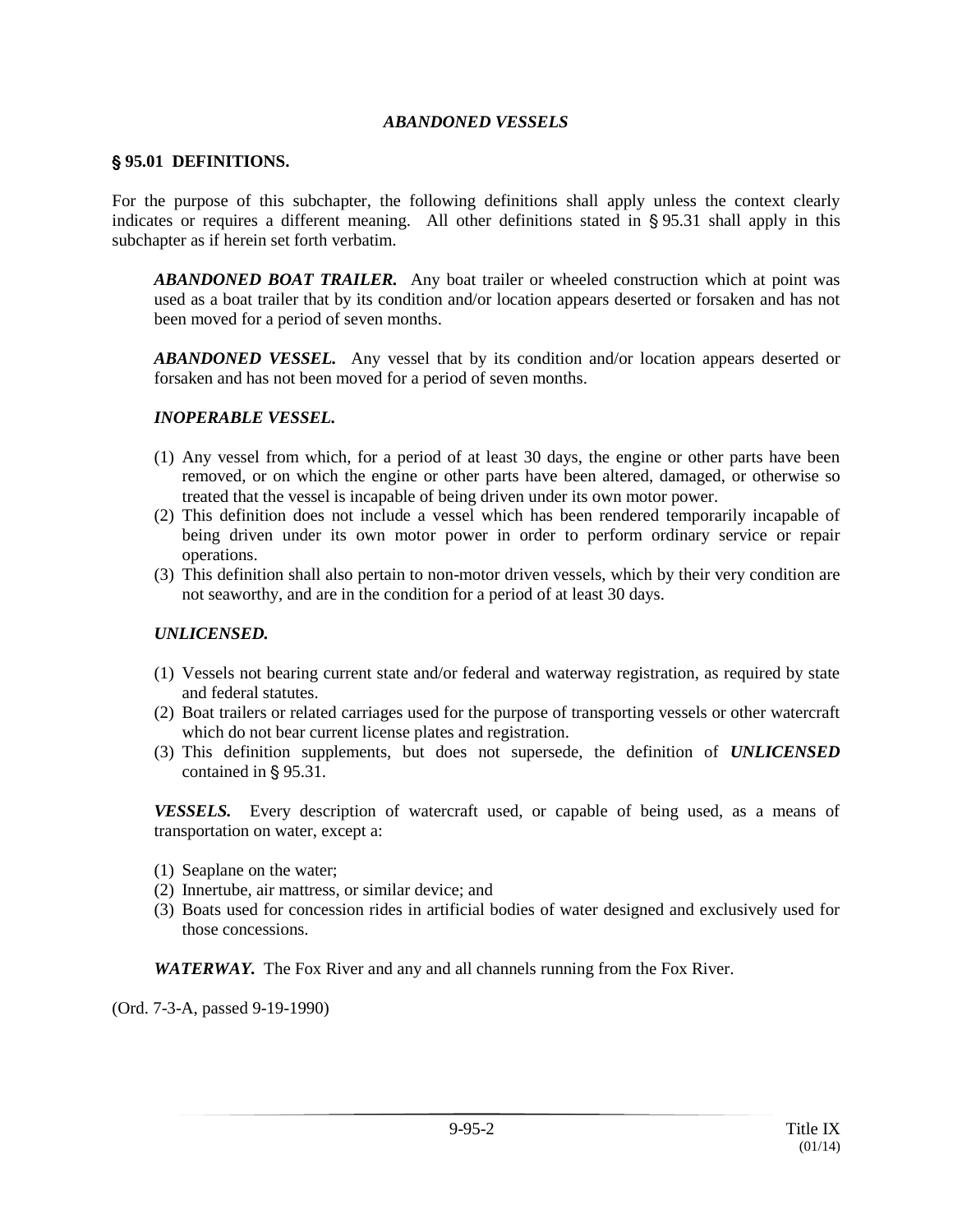### *ABANDONED VESSELS*

## § 95.01 DEFINITIONS.

For the purpose of this subchapter, the following definitions shall apply unless the context clearly indicates or requires a different meaning. All other definitions stated in § 95.31 shall apply in this subchapter as if herein set forth verbatim.

***ABANDONED BOAT TRAILER.*** Any boat trailer or wheeled construction which at point was used as a boat trailer that by its condition and/or location appears deserted or forsaken and has not been moved for a period of seven months.

***ABANDONED VESSEL.*** Any vessel that by its condition and/or location appears deserted or forsaken and has not been moved for a period of seven months.

***INOPERABLE VESSEL.***

(1) Any vessel from which, for a period of at least 30 days, the engine or other parts have been removed, or on which the engine or other parts have been altered, damaged, or otherwise so treated that the vessel is incapable of being driven under its own motor power.
(2) This definition does not include a vessel which has been rendered temporarily incapable of being driven under its own motor power in order to perform ordinary service or repair operations.
(3) This definition shall also pertain to non-motor driven vessels, which by their very condition are not seaworthy, and are in the condition for a period of at least 30 days.

***UNLICENSED.***

(1) Vessels not bearing current state and/or federal and waterway registration, as required by state and federal statutes.
(2) Boat trailers or related carriages used for the purpose of transporting vessels or other watercraft which do not bear current license plates and registration.
(3) This definition supplements, but does not supersede, the definition of ***UNLICENSED*** contained in § 95.31.

***VESSELS.*** Every description of watercraft used, or capable of being used, as a means of transportation on water, except a:

(1) Seaplane on the water;
(2) Innertube, air mattress, or similar device; and
(3) Boats used for concession rides in artificial bodies of water designed and exclusively used for those concessions.

***WATERWAY.*** The Fox River and any and all channels running from the Fox River.

(Ord. 7-3-A, passed 9-19-1990)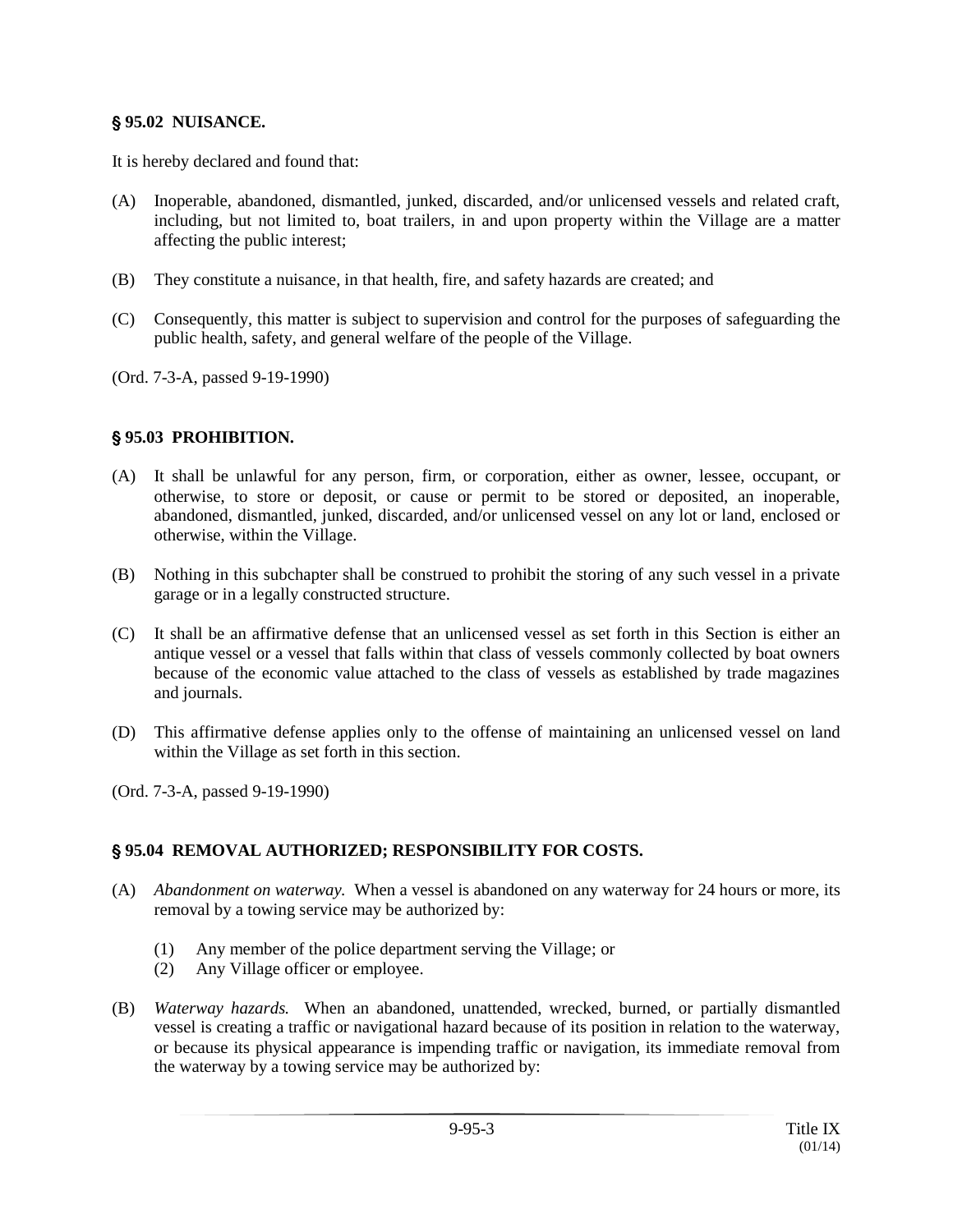**§ 95.02 NUISANCE.**

It is hereby declared and found that:

(A) Inoperable, abandoned, dismantled, junked, discarded, and/or unlicensed vessels and related craft, including, but not limited to, boat trailers, in and upon property within the Village are a matter affecting the public interest;

(B) They constitute a nuisance, in that health, fire, and safety hazards are created; and

(C) Consequently, this matter is subject to supervision and control for the purposes of safeguarding the public health, safety, and general welfare of the people of the Village.

(Ord. 7-3-A, passed 9-19-1990)

**§ 95.03 PROHIBITION.**

(A) It shall be unlawful for any person, firm, or corporation, either as owner, lessee, occupant, or otherwise, to store or deposit, or cause or permit to be stored or deposited, an inoperable, abandoned, dismantled, junked, discarded, and/or unlicensed vessel on any lot or land, enclosed or otherwise, within the Village.

(B) Nothing in this subchapter shall be construed to prohibit the storing of any such vessel in a private garage or in a legally constructed structure.

(C) It shall be an affirmative defense that an unlicensed vessel as set forth in this Section is either an antique vessel or a vessel that falls within that class of vessels commonly collected by boat owners because of the economic value attached to the class of vessels as established by trade magazines and journals.

(D) This affirmative defense applies only to the offense of maintaining an unlicensed vessel on land within the Village as set forth in this section.

(Ord. 7-3-A, passed 9-19-1990)

**§ 95.04 REMOVAL AUTHORIZED; RESPONSIBILITY FOR COSTS.**

(A) *Abandonment on waterway.* When a vessel is abandoned on any waterway for 24 hours or more, its removal by a towing service may be authorized by:

(1) Any member of the police department serving the Village; or
(2) Any Village officer or employee.

(B) *Waterway hazards.* When an abandoned, unattended, wrecked, burned, or partially dismantled vessel is creating a traffic or navigational hazard because of its position in relation to the waterway, or because its physical appearance is impending traffic or navigation, its immediate removal from the waterway by a towing service may be authorized by: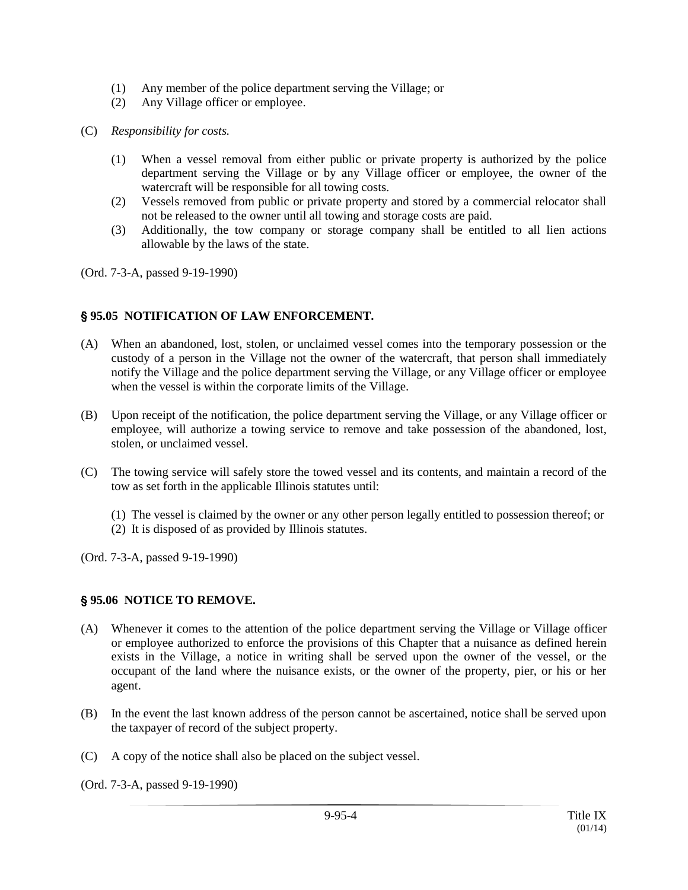(1) Any member of the police department serving the Village; or
(2) Any Village officer or employee.

(C) *Responsibility for costs.*

(1) When a vessel removal from either public or private property is authorized by the police department serving the Village or by any Village officer or employee, the owner of the watercraft will be responsible for all towing costs.
(2) Vessels removed from public or private property and stored by a commercial relocator shall not be released to the owner until all towing and storage costs are paid.
(3) Additionally, the tow company or storage company shall be entitled to all lien actions allowable by the laws of the state.

(Ord. 7-3-A, passed 9-19-1990)

## § 95.05 NOTIFICATION OF LAW ENFORCEMENT.

(A) When an abandoned, lost, stolen, or unclaimed vessel comes into the temporary possession or the custody of a person in the Village not the owner of the watercraft, that person shall immediately notify the Village and the police department serving the Village, or any Village officer or employee when the vessel is within the corporate limits of the Village.

(B) Upon receipt of the notification, the police department serving the Village, or any Village officer or employee, will authorize a towing service to remove and take possession of the abandoned, lost, stolen, or unclaimed vessel.

(C) The towing service will safely store the towed vessel and its contents, and maintain a record of the tow as set forth in the applicable Illinois statutes until:

(1) The vessel is claimed by the owner or any other person legally entitled to possession thereof; or
(2) It is disposed of as provided by Illinois statutes.

(Ord. 7-3-A, passed 9-19-1990)

## § 95.06 NOTICE TO REMOVE.

(A) Whenever it comes to the attention of the police department serving the Village or Village officer or employee authorized to enforce the provisions of this Chapter that a nuisance as defined herein exists in the Village, a notice in writing shall be served upon the owner of the vessel, or the occupant of the land where the nuisance exists, or the owner of the property, pier, or his or her agent.

(B) In the event the last known address of the person cannot be ascertained, notice shall be served upon the taxpayer of record of the subject property.

(C) A copy of the notice shall also be placed on the subject vessel.

(Ord. 7-3-A, passed 9-19-1990)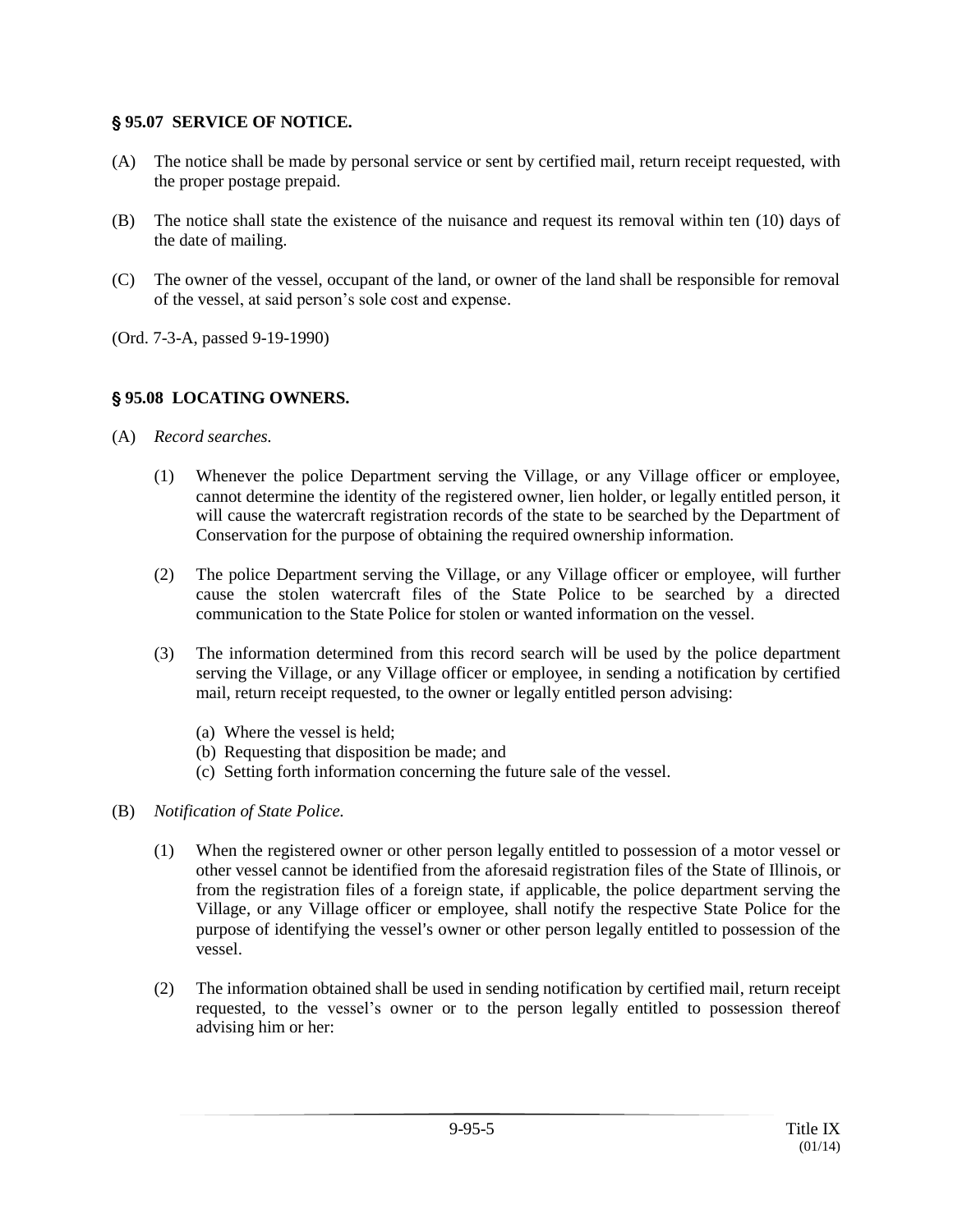## § 95.07 SERVICE OF NOTICE.

(A) The notice shall be made by personal service or sent by certified mail, return receipt requested, with the proper postage prepaid.

(B) The notice shall state the existence of the nuisance and request its removal within ten (10) days of the date of mailing.

(C) The owner of the vessel, occupant of the land, or owner of the land shall be responsible for removal of the vessel, at said person's sole cost and expense.

(Ord. 7-3-A, passed 9-19-1990)

## § 95.08 LOCATING OWNERS.

(A) *Record searches.*

(1) Whenever the police Department serving the Village, or any Village officer or employee, cannot determine the identity of the registered owner, lien holder, or legally entitled person, it will cause the watercraft registration records of the state to be searched by the Department of Conservation for the purpose of obtaining the required ownership information.

(2) The police Department serving the Village, or any Village officer or employee, will further cause the stolen watercraft files of the State Police to be searched by a directed communication to the State Police for stolen or wanted information on the vessel.

(3) The information determined from this record search will be used by the police department serving the Village, or any Village officer or employee, in sending a notification by certified mail, return receipt requested, to the owner or legally entitled person advising:

(a) Where the vessel is held;
(b) Requesting that disposition be made; and
(c) Setting forth information concerning the future sale of the vessel.

(B) *Notification of State Police.*

(1) When the registered owner or other person legally entitled to possession of a motor vessel or other vessel cannot be identified from the aforesaid registration files of the State of Illinois, or from the registration files of a foreign state, if applicable, the police department serving the Village, or any Village officer or employee, shall notify the respective State Police for the purpose of identifying the vessel's owner or other person legally entitled to possession of the vessel.

(2) The information obtained shall be used in sending notification by certified mail, return receipt requested, to the vessel's owner or to the person legally entitled to possession thereof advising him or her: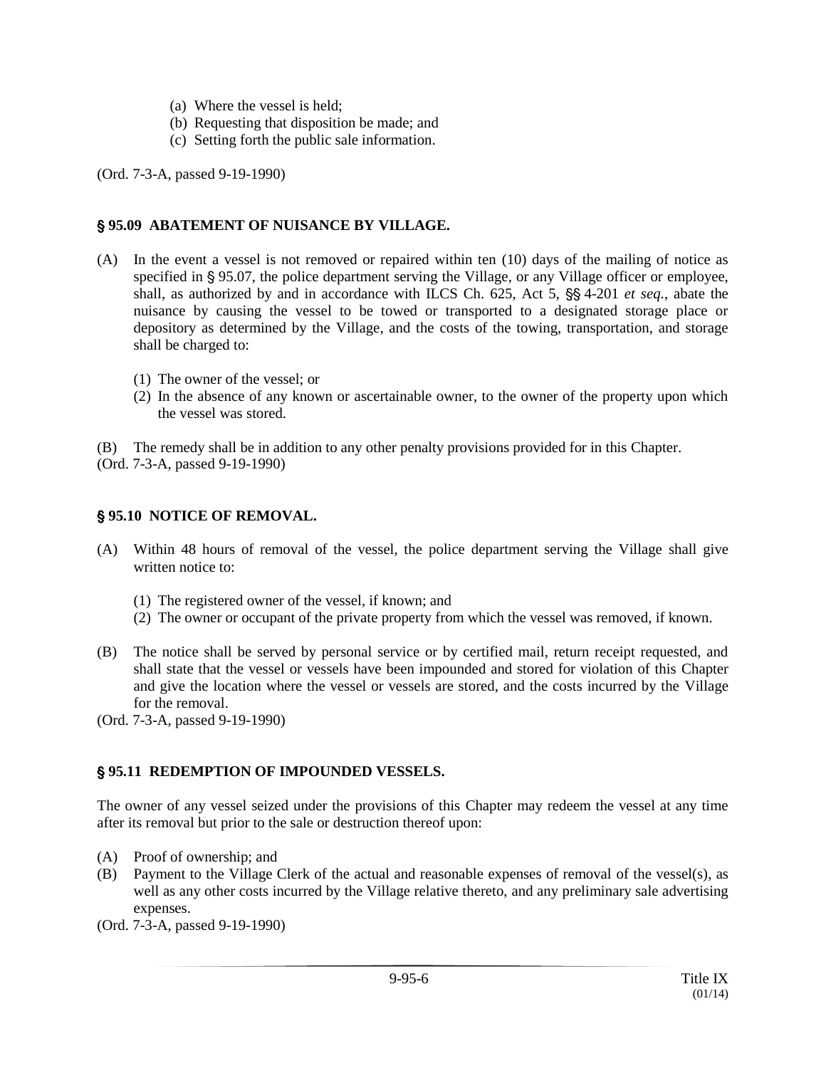(a) Where the vessel is held;
(b) Requesting that disposition be made; and
(c) Setting forth the public sale information.

(Ord. 7-3-A, passed 9-19-1990)

### § 95.09 ABATEMENT OF NUISANCE BY VILLAGE.

(A) In the event a vessel is not removed or repaired within ten (10) days of the mailing of notice as specified in § 95.07, the police department serving the Village, or any Village officer or employee, shall, as authorized by and in accordance with ILCS Ch. 625, Act 5, §§ 4-201 *et seq.*, abate the nuisance by causing the vessel to be towed or transported to a designated storage place or depository as determined by the Village, and the costs of the towing, transportation, and storage shall be charged to:

(1) The owner of the vessel; or
(2) In the absence of any known or ascertainable owner, to the owner of the property upon which the vessel was stored.

(B) The remedy shall be in addition to any other penalty provisions provided for in this Chapter.
(Ord. 7-3-A, passed 9-19-1990)

### § 95.10 NOTICE OF REMOVAL.

(A) Within 48 hours of removal of the vessel, the police department serving the Village shall give written notice to:

(1) The registered owner of the vessel, if known; and
(2) The owner or occupant of the private property from which the vessel was removed, if known.

(B) The notice shall be served by personal service or by certified mail, return receipt requested, and shall state that the vessel or vessels have been impounded and stored for violation of this Chapter and give the location where the vessel or vessels are stored, and the costs incurred by the Village for the removal.
(Ord. 7-3-A, passed 9-19-1990)

### § 95.11 REDEMPTION OF IMPOUNDED VESSELS.

The owner of any vessel seized under the provisions of this Chapter may redeem the vessel at any time after its removal but prior to the sale or destruction thereof upon:

(A) Proof of ownership; and
(B) Payment to the Village Clerk of the actual and reasonable expenses of removal of the vessel(s), as well as any other costs incurred by the Village relative thereto, and any preliminary sale advertising expenses.
(Ord. 7-3-A, passed 9-19-1990)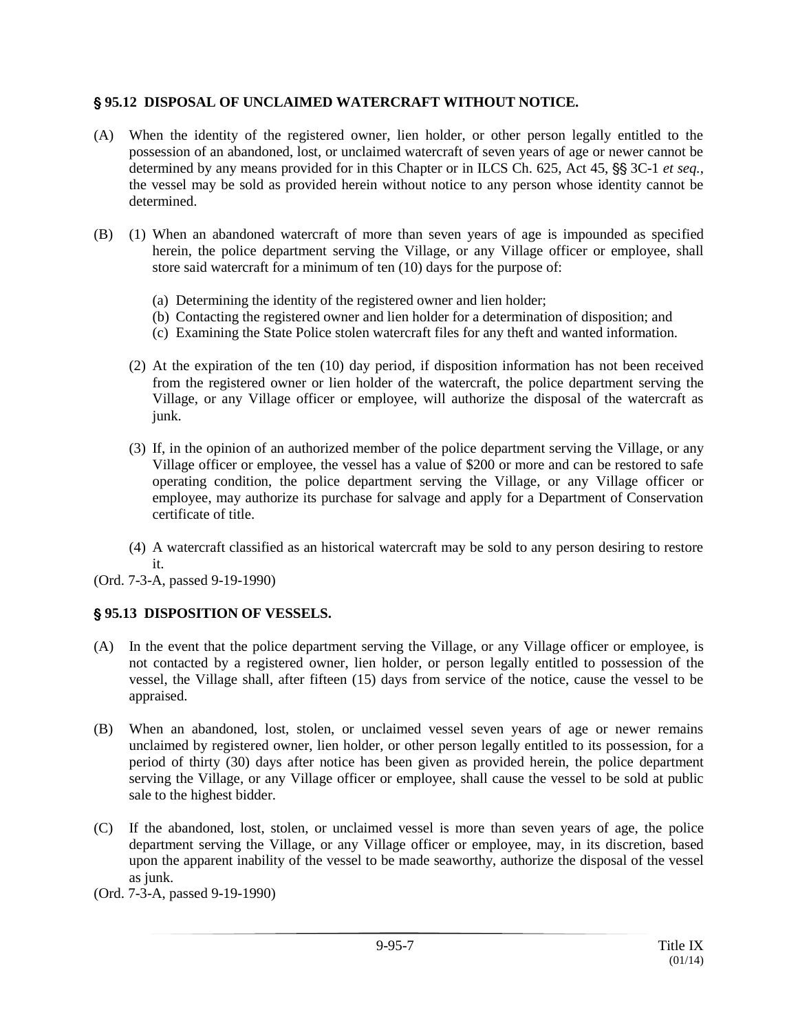## § 95.12 DISPOSAL OF UNCLAIMED WATERCRAFT WITHOUT NOTICE.

(A) When the identity of the registered owner, lien holder, or other person legally entitled to the possession of an abandoned, lost, or unclaimed watercraft of seven years of age or newer cannot be determined by any means provided for in this Chapter or in ILCS Ch. 625, Act 45, §§ 3C-1 *et seq.*, the vessel may be sold as provided herein without notice to any person whose identity cannot be determined.

(B) (1) When an abandoned watercraft of more than seven years of age is impounded as specified herein, the police department serving the Village, or any Village officer or employee, shall store said watercraft for a minimum of ten (10) days for the purpose of:

(a) Determining the identity of the registered owner and lien holder;
(b) Contacting the registered owner and lien holder for a determination of disposition; and
(c) Examining the State Police stolen watercraft files for any theft and wanted information.

(2) At the expiration of the ten (10) day period, if disposition information has not been received from the registered owner or lien holder of the watercraft, the police department serving the Village, or any Village officer or employee, will authorize the disposal of the watercraft as junk.

(3) If, in the opinion of an authorized member of the police department serving the Village, or any Village officer or employee, the vessel has a value of $200 or more and can be restored to safe operating condition, the police department serving the Village, or any Village officer or employee, may authorize its purchase for salvage and apply for a Department of Conservation certificate of title.

(4) A watercraft classified as an historical watercraft may be sold to any person desiring to restore it.

(Ord. 7-3-A, passed 9-19-1990)

## § 95.13 DISPOSITION OF VESSELS.

(A) In the event that the police department serving the Village, or any Village officer or employee, is not contacted by a registered owner, lien holder, or person legally entitled to possession of the vessel, the Village shall, after fifteen (15) days from service of the notice, cause the vessel to be appraised.

(B) When an abandoned, lost, stolen, or unclaimed vessel seven years of age or newer remains unclaimed by registered owner, lien holder, or other person legally entitled to its possession, for a period of thirty (30) days after notice has been given as provided herein, the police department serving the Village, or any Village officer or employee, shall cause the vessel to be sold at public sale to the highest bidder.

(C) If the abandoned, lost, stolen, or unclaimed vessel is more than seven years of age, the police department serving the Village, or any Village officer or employee, may, in its discretion, based upon the apparent inability of the vessel to be made seaworthy, authorize the disposal of the vessel as junk.

(Ord. 7-3-A, passed 9-19-1990)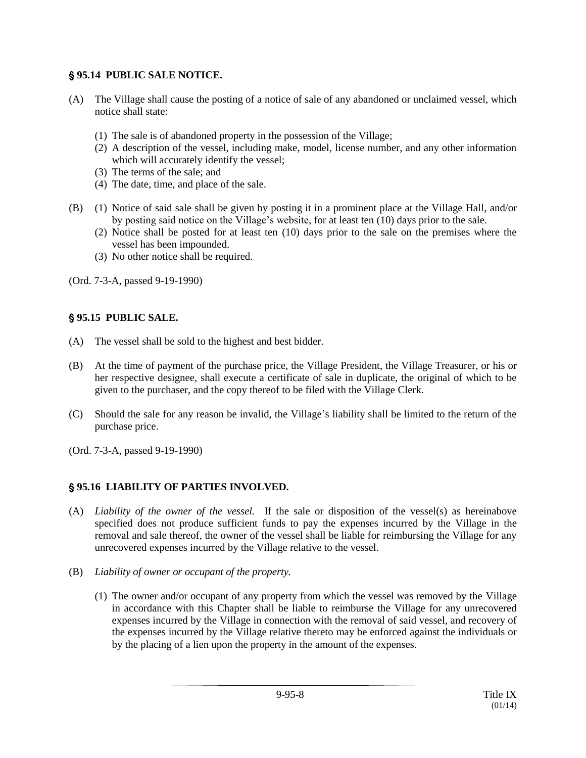## § 95.14 PUBLIC SALE NOTICE.

(A) The Village shall cause the posting of a notice of sale of any abandoned or unclaimed vessel, which notice shall state:

(1) The sale is of abandoned property in the possession of the Village;
(2) A description of the vessel, including make, model, license number, and any other information which will accurately identify the vessel;
(3) The terms of the sale; and
(4) The date, time, and place of the sale.

(B) (1) Notice of said sale shall be given by posting it in a prominent place at the Village Hall, and/or by posting said notice on the Village's website, for at least ten (10) days prior to the sale.
(2) Notice shall be posted for at least ten (10) days prior to the sale on the premises where the vessel has been impounded.
(3) No other notice shall be required.

(Ord. 7-3-A, passed 9-19-1990)

## § 95.15 PUBLIC SALE.

(A) The vessel shall be sold to the highest and best bidder.

(B) At the time of payment of the purchase price, the Village President, the Village Treasurer, or his or her respective designee, shall execute a certificate of sale in duplicate, the original of which to be given to the purchaser, and the copy thereof to be filed with the Village Clerk.

(C) Should the sale for any reason be invalid, the Village's liability shall be limited to the return of the purchase price.

(Ord. 7-3-A, passed 9-19-1990)

## § 95.16 LIABILITY OF PARTIES INVOLVED.

(A) *Liability of the owner of the vessel.* If the sale or disposition of the vessel(s) as hereinabove specified does not produce sufficient funds to pay the expenses incurred by the Village in the removal and sale thereof, the owner of the vessel shall be liable for reimbursing the Village for any unrecovered expenses incurred by the Village relative to the vessel.

(B) *Liability of owner or occupant of the property.*

(1) The owner and/or occupant of any property from which the vessel was removed by the Village in accordance with this Chapter shall be liable to reimburse the Village for any unrecovered expenses incurred by the Village in connection with the removal of said vessel, and recovery of the expenses incurred by the Village relative thereto may be enforced against the individuals or by the placing of a lien upon the property in the amount of the expenses.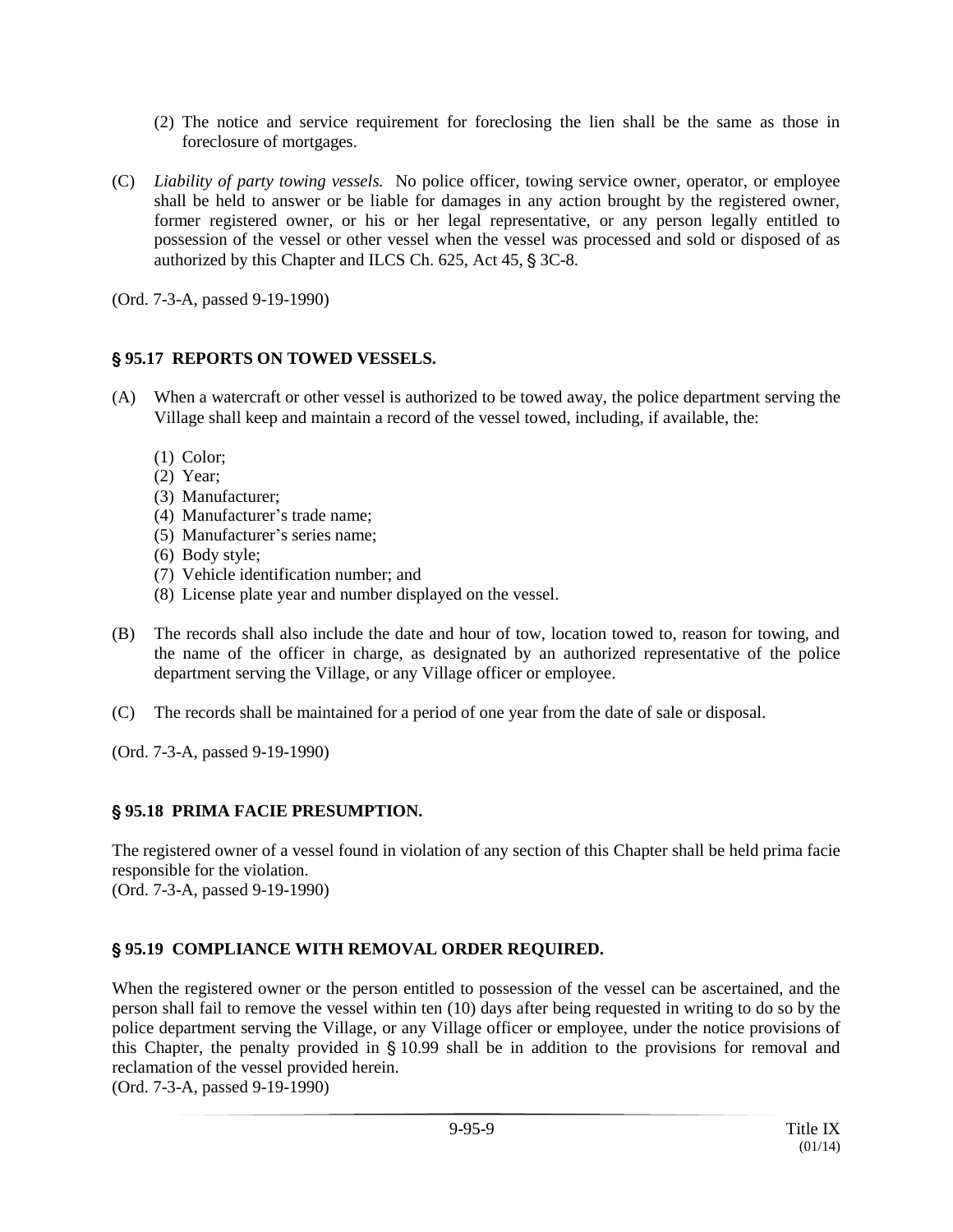(2) The notice and service requirement for foreclosing the lien shall be the same as those in foreclosure of mortgages.

(C) *Liability of party towing vessels.* No police officer, towing service owner, operator, or employee shall be held to answer or be liable for damages in any action brought by the registered owner, former registered owner, or his or her legal representative, or any person legally entitled to possession of the vessel or other vessel when the vessel was processed and sold or disposed of as authorized by this Chapter and ILCS Ch. 625, Act 45, § 3C-8.

(Ord. 7-3-A, passed 9-19-1990)

## § 95.17 REPORTS ON TOWED VESSELS.

(A) When a watercraft or other vessel is authorized to be towed away, the police department serving the Village shall keep and maintain a record of the vessel towed, including, if available, the:

(1) Color;
(2) Year;
(3) Manufacturer;
(4) Manufacturer's trade name;
(5) Manufacturer's series name;
(6) Body style;
(7) Vehicle identification number; and
(8) License plate year and number displayed on the vessel.

(B) The records shall also include the date and hour of tow, location towed to, reason for towing, and the name of the officer in charge, as designated by an authorized representative of the police department serving the Village, or any Village officer or employee.

(C) The records shall be maintained for a period of one year from the date of sale or disposal.

(Ord. 7-3-A, passed 9-19-1990)

## § 95.18 PRIMA FACIE PRESUMPTION.

The registered owner of a vessel found in violation of any section of this Chapter shall be held prima facie responsible for the violation.
(Ord. 7-3-A, passed 9-19-1990)

## § 95.19 COMPLIANCE WITH REMOVAL ORDER REQUIRED.

When the registered owner or the person entitled to possession of the vessel can be ascertained, and the person shall fail to remove the vessel within ten (10) days after being requested in writing to do so by the police department serving the Village, or any Village officer or employee, under the notice provisions of this Chapter, the penalty provided in § 10.99 shall be in addition to the provisions for removal and reclamation of the vessel provided herein.
(Ord. 7-3-A, passed 9-19-1990)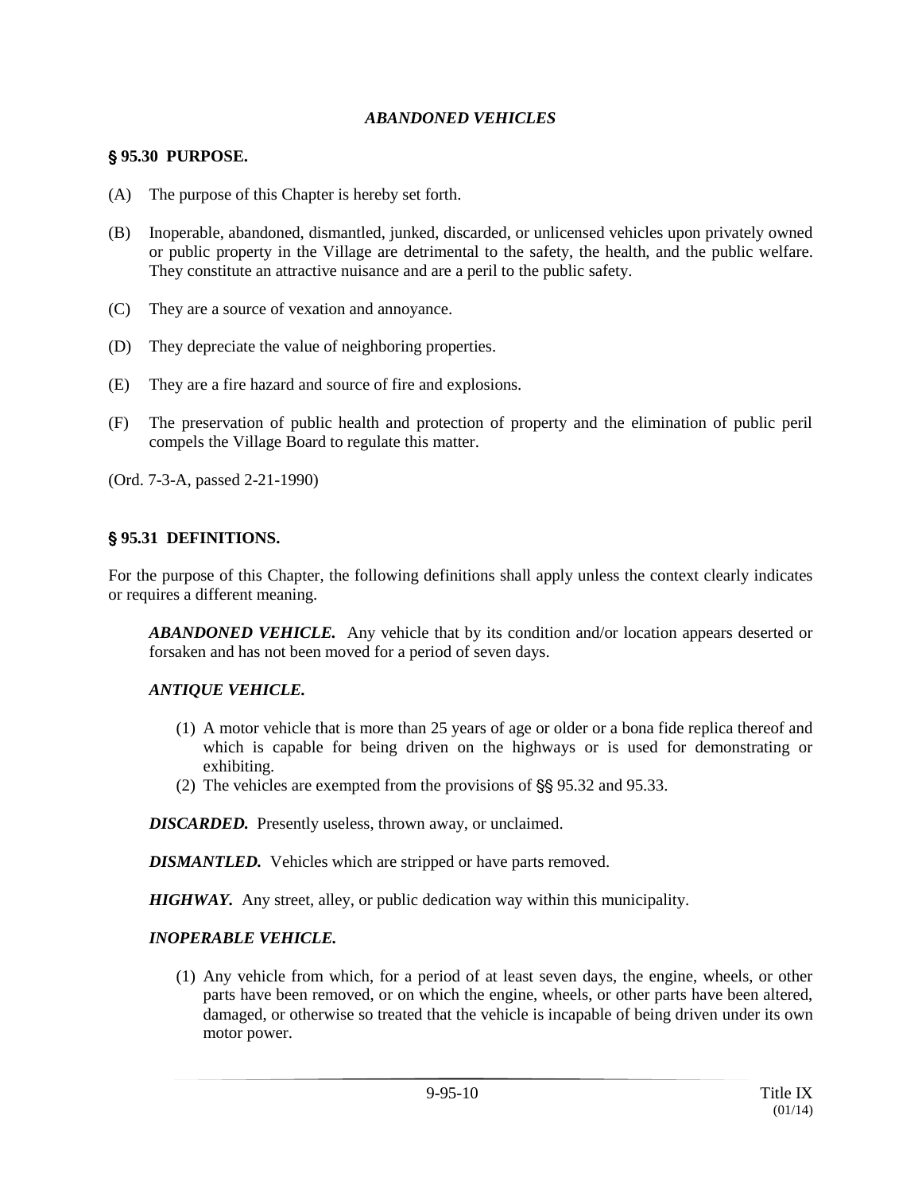## *ABANDONED VEHICLES*

### § 95.30 PURPOSE.

(A) The purpose of this Chapter is hereby set forth.

(B) Inoperable, abandoned, dismantled, junked, discarded, or unlicensed vehicles upon privately owned or public property in the Village are detrimental to the safety, the health, and the public welfare. They constitute an attractive nuisance and are a peril to the public safety.

(C) They are a source of vexation and annoyance.

(D) They depreciate the value of neighboring properties.

(E) They are a fire hazard and source of fire and explosions.

(F) The preservation of public health and protection of property and the elimination of public peril compels the Village Board to regulate this matter.

(Ord. 7-3-A, passed 2-21-1990)

### § 95.31 DEFINITIONS.

For the purpose of this Chapter, the following definitions shall apply unless the context clearly indicates or requires a different meaning.

***ABANDONED VEHICLE.*** Any vehicle that by its condition and/or location appears deserted or forsaken and has not been moved for a period of seven days.

***ANTIQUE VEHICLE.***

(1) A motor vehicle that is more than 25 years of age or older or a bona fide replica thereof and which is capable for being driven on the highways or is used for demonstrating or exhibiting.
(2) The vehicles are exempted from the provisions of §§ 95.32 and 95.33.

***DISCARDED.*** Presently useless, thrown away, or unclaimed.

***DISMANTLED.*** Vehicles which are stripped or have parts removed.

***HIGHWAY.*** Any street, alley, or public dedication way within this municipality.

***INOPERABLE VEHICLE.***

(1) Any vehicle from which, for a period of at least seven days, the engine, wheels, or other parts have been removed, or on which the engine, wheels, or other parts have been altered, damaged, or otherwise so treated that the vehicle is incapable of being driven under its own motor power.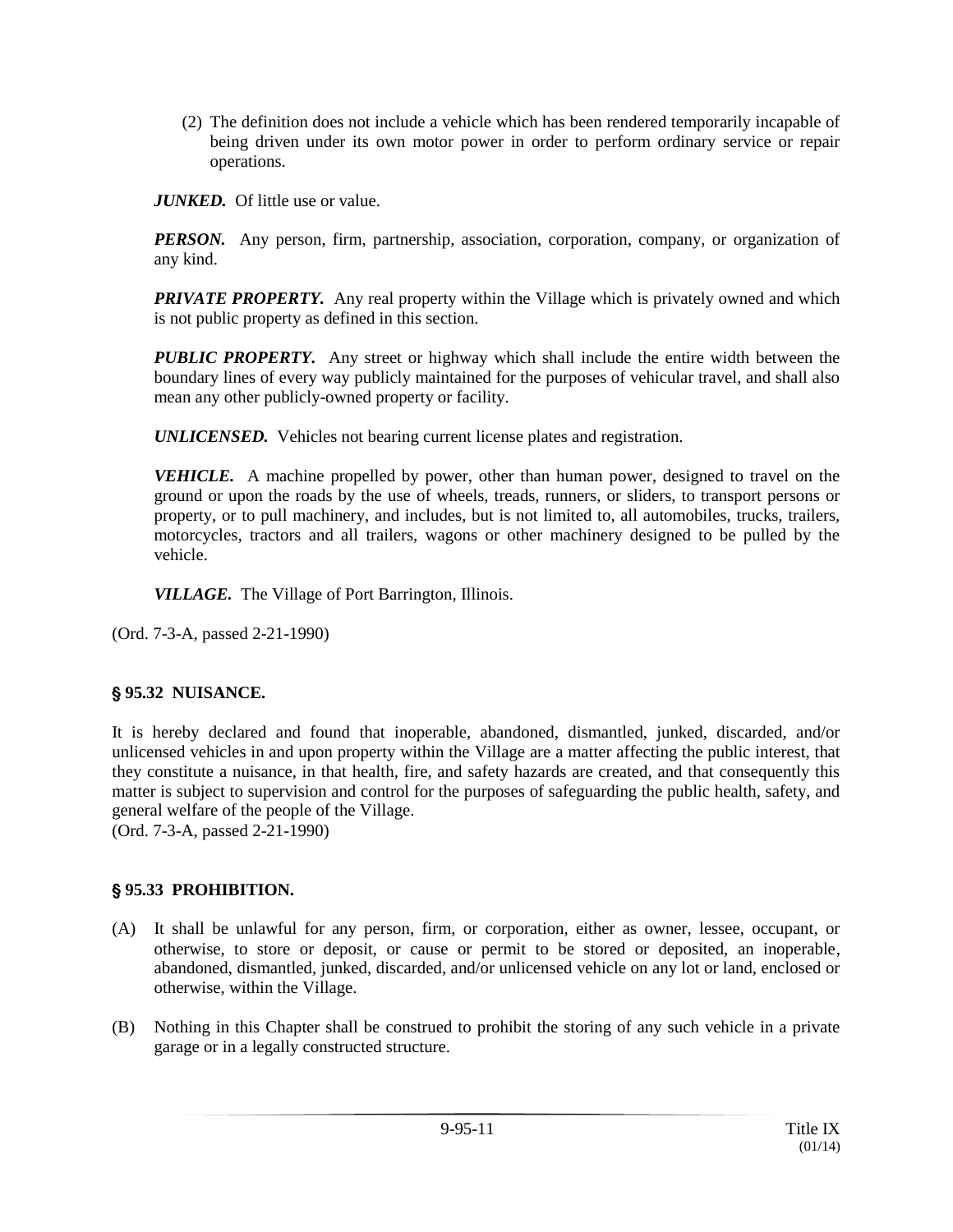(2) The definition does not include a vehicle which has been rendered temporarily incapable of being driven under its own motor power in order to perform ordinary service or repair operations.

***JUNKED.*** Of little use or value.

***PERSON.*** Any person, firm, partnership, association, corporation, company, or organization of any kind.

***PRIVATE PROPERTY.*** Any real property within the Village which is privately owned and which is not public property as defined in this section.

***PUBLIC PROPERTY.*** Any street or highway which shall include the entire width between the boundary lines of every way publicly maintained for the purposes of vehicular travel, and shall also mean any other publicly-owned property or facility.

***UNLICENSED.*** Vehicles not bearing current license plates and registration.

***VEHICLE.*** A machine propelled by power, other than human power, designed to travel on the ground or upon the roads by the use of wheels, treads, runners, or sliders, to transport persons or property, or to pull machinery, and includes, but is not limited to, all automobiles, trucks, trailers, motorcycles, tractors and all trailers, wagons or other machinery designed to be pulled by the vehicle.

***VILLAGE.*** The Village of Port Barrington, Illinois.

(Ord. 7-3-A, passed 2-21-1990)

### § 95.32 NUISANCE.

It is hereby declared and found that inoperable, abandoned, dismantled, junked, discarded, and/or unlicensed vehicles in and upon property within the Village are a matter affecting the public interest, that they constitute a nuisance, in that health, fire, and safety hazards are created, and that consequently this matter is subject to supervision and control for the purposes of safeguarding the public health, safety, and general welfare of the people of the Village.
(Ord. 7-3-A, passed 2-21-1990)

### § 95.33 PROHIBITION.

(A) It shall be unlawful for any person, firm, or corporation, either as owner, lessee, occupant, or otherwise, to store or deposit, or cause or permit to be stored or deposited, an inoperable, abandoned, dismantled, junked, discarded, and/or unlicensed vehicle on any lot or land, enclosed or otherwise, within the Village.

(B) Nothing in this Chapter shall be construed to prohibit the storing of any such vehicle in a private garage or in a legally constructed structure.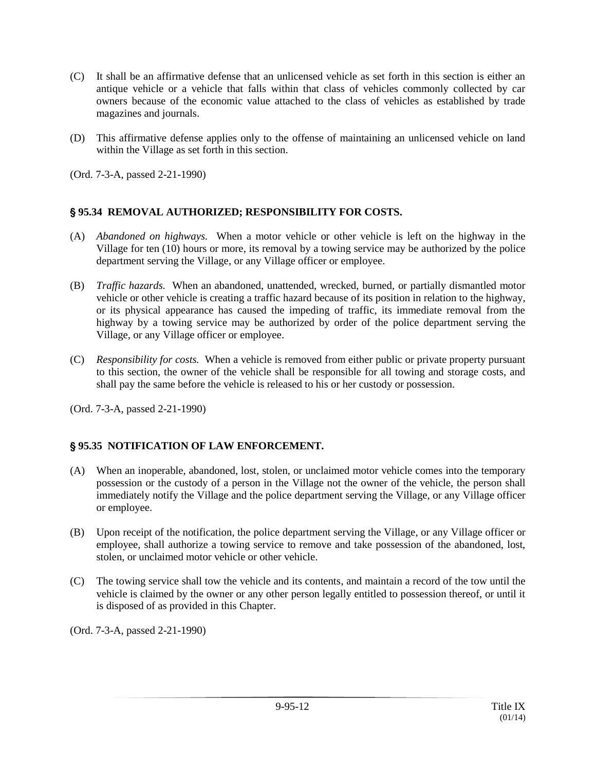(C) It shall be an affirmative defense that an unlicensed vehicle as set forth in this section is either an antique vehicle or a vehicle that falls within that class of vehicles commonly collected by car owners because of the economic value attached to the class of vehicles as established by trade magazines and journals.

(D) This affirmative defense applies only to the offense of maintaining an unlicensed vehicle on land within the Village as set forth in this section.

(Ord. 7-3-A, passed 2-21-1990)

### § 95.34 REMOVAL AUTHORIZED; RESPONSIBILITY FOR COSTS.

(A) *Abandoned on highways.* When a motor vehicle or other vehicle is left on the highway in the Village for ten (10) hours or more, its removal by a towing service may be authorized by the police department serving the Village, or any Village officer or employee.

(B) *Traffic hazards.* When an abandoned, unattended, wrecked, burned, or partially dismantled motor vehicle or other vehicle is creating a traffic hazard because of its position in relation to the highway, or its physical appearance has caused the impeding of traffic, its immediate removal from the highway by a towing service may be authorized by order of the police department serving the Village, or any Village officer or employee.

(C) *Responsibility for costs.* When a vehicle is removed from either public or private property pursuant to this section, the owner of the vehicle shall be responsible for all towing and storage costs, and shall pay the same before the vehicle is released to his or her custody or possession.

(Ord. 7-3-A, passed 2-21-1990)

### § 95.35 NOTIFICATION OF LAW ENFORCEMENT.

(A) When an inoperable, abandoned, lost, stolen, or unclaimed motor vehicle comes into the temporary possession or the custody of a person in the Village not the owner of the vehicle, the person shall immediately notify the Village and the police department serving the Village, or any Village officer or employee.

(B) Upon receipt of the notification, the police department serving the Village, or any Village officer or employee, shall authorize a towing service to remove and take possession of the abandoned, lost, stolen, or unclaimed motor vehicle or other vehicle.

(C) The towing service shall tow the vehicle and its contents, and maintain a record of the tow until the vehicle is claimed by the owner or any other person legally entitled to possession thereof, or until it is disposed of as provided in this Chapter.

(Ord. 7-3-A, passed 2-21-1990)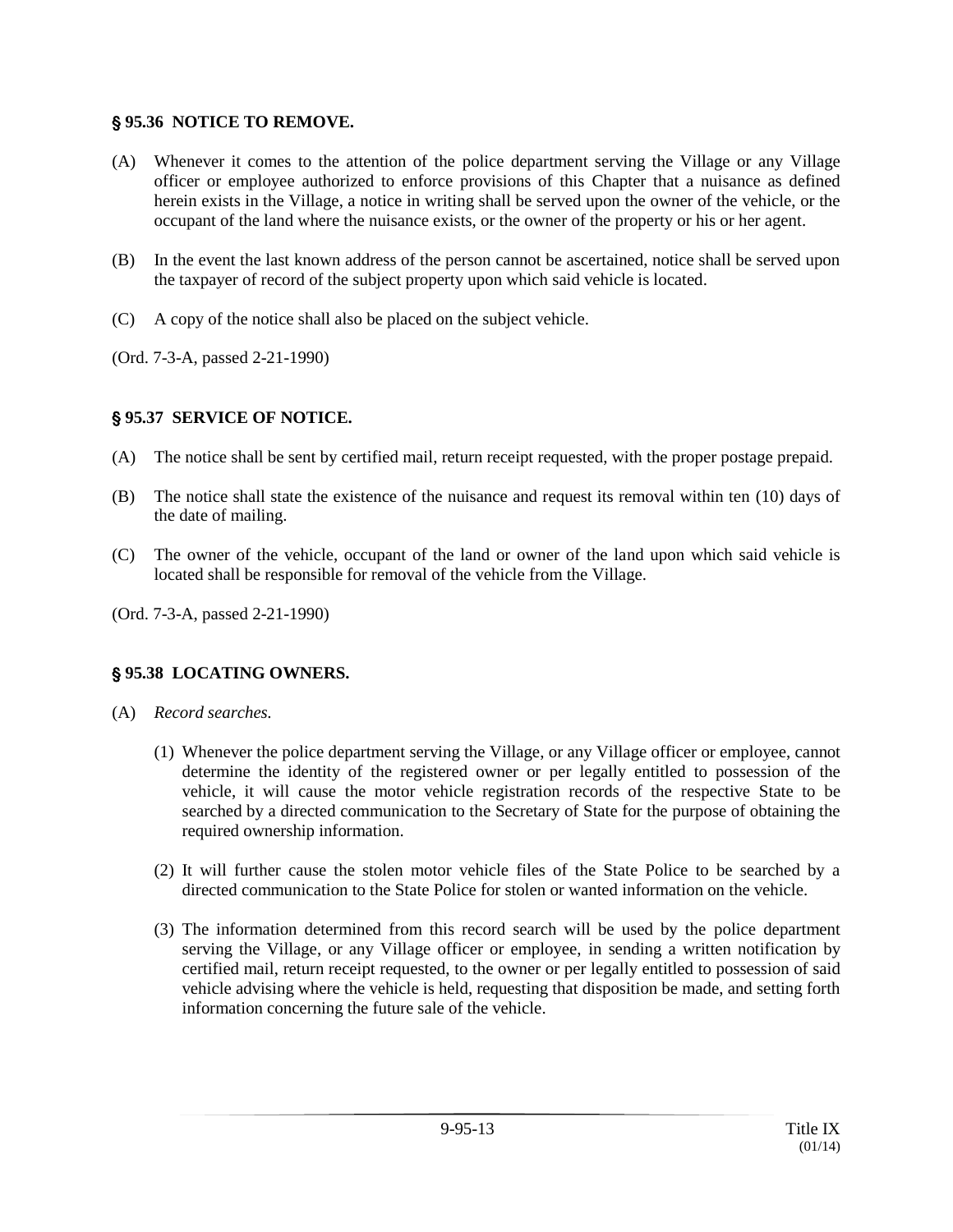### § 95.36 NOTICE TO REMOVE.

(A) Whenever it comes to the attention of the police department serving the Village or any Village officer or employee authorized to enforce provisions of this Chapter that a nuisance as defined herein exists in the Village, a notice in writing shall be served upon the owner of the vehicle, or the occupant of the land where the nuisance exists, or the owner of the property or his or her agent.

(B) In the event the last known address of the person cannot be ascertained, notice shall be served upon the taxpayer of record of the subject property upon which said vehicle is located.

(C) A copy of the notice shall also be placed on the subject vehicle.

(Ord. 7-3-A, passed 2-21-1990)

### § 95.37 SERVICE OF NOTICE.

(A) The notice shall be sent by certified mail, return receipt requested, with the proper postage prepaid.

(B) The notice shall state the existence of the nuisance and request its removal within ten (10) days of the date of mailing.

(C) The owner of the vehicle, occupant of the land or owner of the land upon which said vehicle is located shall be responsible for removal of the vehicle from the Village.

(Ord. 7-3-A, passed 2-21-1990)

### § 95.38 LOCATING OWNERS.

(A) *Record searches.*

(1) Whenever the police department serving the Village, or any Village officer or employee, cannot determine the identity of the registered owner or per legally entitled to possession of the vehicle, it will cause the motor vehicle registration records of the respective State to be searched by a directed communication to the Secretary of State for the purpose of obtaining the required ownership information.

(2) It will further cause the stolen motor vehicle files of the State Police to be searched by a directed communication to the State Police for stolen or wanted information on the vehicle.

(3) The information determined from this record search will be used by the police department serving the Village, or any Village officer or employee, in sending a written notification by certified mail, return receipt requested, to the owner or per legally entitled to possession of said vehicle advising where the vehicle is held, requesting that disposition be made, and setting forth information concerning the future sale of the vehicle.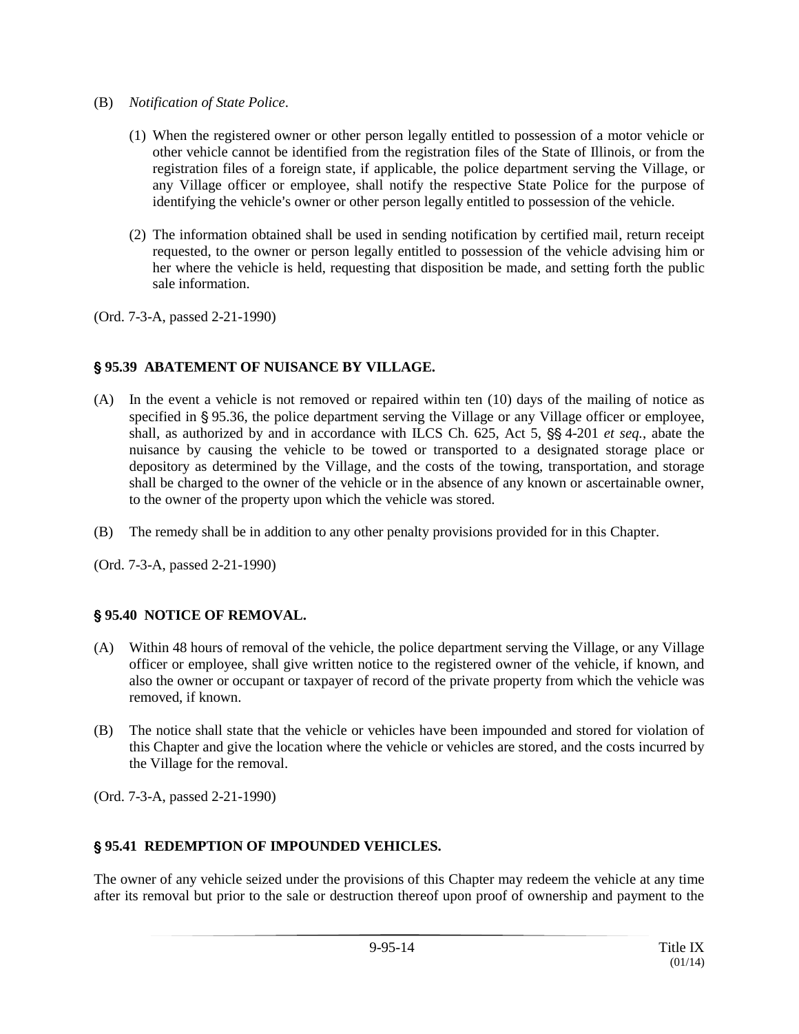(B) *Notification of State Police*.

(1) When the registered owner or other person legally entitled to possession of a motor vehicle or other vehicle cannot be identified from the registration files of the State of Illinois, or from the registration files of a foreign state, if applicable, the police department serving the Village, or any Village officer or employee, shall notify the respective State Police for the purpose of identifying the vehicle's owner or other person legally entitled to possession of the vehicle.

(2) The information obtained shall be used in sending notification by certified mail, return receipt requested, to the owner or person legally entitled to possession of the vehicle advising him or her where the vehicle is held, requesting that disposition be made, and setting forth the public sale information.

(Ord. 7-3-A, passed 2-21-1990)

### § 95.39 ABATEMENT OF NUISANCE BY VILLAGE.

(A) In the event a vehicle is not removed or repaired within ten (10) days of the mailing of notice as specified in § 95.36, the police department serving the Village or any Village officer or employee, shall, as authorized by and in accordance with ILCS Ch. 625, Act 5, §§ 4-201 *et seq.*, abate the nuisance by causing the vehicle to be towed or transported to a designated storage place or depository as determined by the Village, and the costs of the towing, transportation, and storage shall be charged to the owner of the vehicle or in the absence of any known or ascertainable owner, to the owner of the property upon which the vehicle was stored.

(B) The remedy shall be in addition to any other penalty provisions provided for in this Chapter.

(Ord. 7-3-A, passed 2-21-1990)

### § 95.40 NOTICE OF REMOVAL.

(A) Within 48 hours of removal of the vehicle, the police department serving the Village, or any Village officer or employee, shall give written notice to the registered owner of the vehicle, if known, and also the owner or occupant or taxpayer of record of the private property from which the vehicle was removed, if known.

(B) The notice shall state that the vehicle or vehicles have been impounded and stored for violation of this Chapter and give the location where the vehicle or vehicles are stored, and the costs incurred by the Village for the removal.

(Ord. 7-3-A, passed 2-21-1990)

### § 95.41 REDEMPTION OF IMPOUNDED VEHICLES.

The owner of any vehicle seized under the provisions of this Chapter may redeem the vehicle at any time after its removal but prior to the sale or destruction thereof upon proof of ownership and payment to the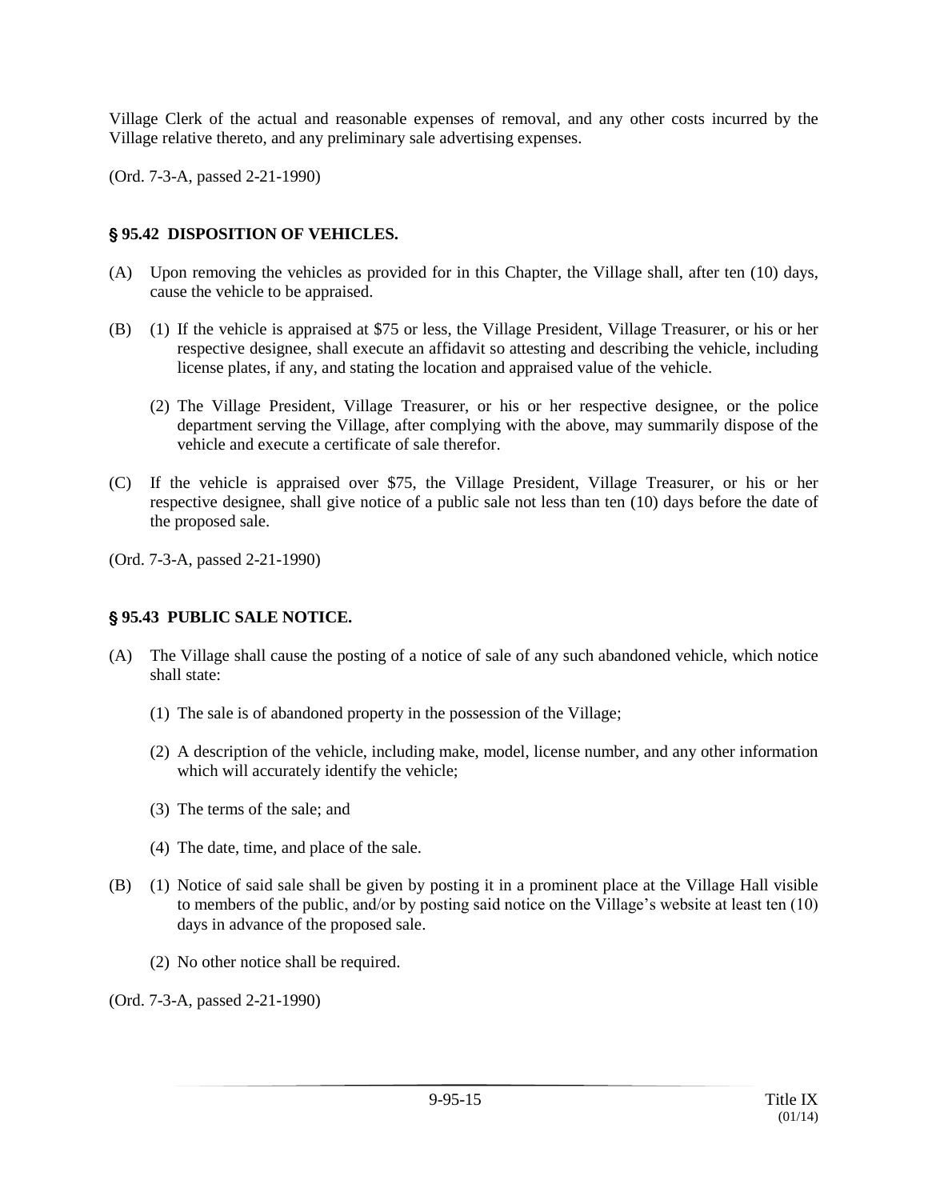Village Clerk of the actual and reasonable expenses of removal, and any other costs incurred by the Village relative thereto, and any preliminary sale advertising expenses.

(Ord. 7-3-A, passed 2-21-1990)

### § 95.42 DISPOSITION OF VEHICLES.

(A) Upon removing the vehicles as provided for in this Chapter, the Village shall, after ten (10) days, cause the vehicle to be appraised.

(B) (1) If the vehicle is appraised at $75 or less, the Village President, Village Treasurer, or his or her respective designee, shall execute an affidavit so attesting and describing the vehicle, including license plates, if any, and stating the location and appraised value of the vehicle.

(2) The Village President, Village Treasurer, or his or her respective designee, or the police department serving the Village, after complying with the above, may summarily dispose of the vehicle and execute a certificate of sale therefor.

(C) If the vehicle is appraised over $75, the Village President, Village Treasurer, or his or her respective designee, shall give notice of a public sale not less than ten (10) days before the date of the proposed sale.

(Ord. 7-3-A, passed 2-21-1990)

### § 95.43 PUBLIC SALE NOTICE.

(A) The Village shall cause the posting of a notice of sale of any such abandoned vehicle, which notice shall state:

(1) The sale is of abandoned property in the possession of the Village;

(2) A description of the vehicle, including make, model, license number, and any other information which will accurately identify the vehicle;

(3) The terms of the sale; and

(4) The date, time, and place of the sale.

(B) (1) Notice of said sale shall be given by posting it in a prominent place at the Village Hall visible to members of the public, and/or by posting said notice on the Village's website at least ten (10) days in advance of the proposed sale.

(2) No other notice shall be required.

(Ord. 7-3-A, passed 2-21-1990)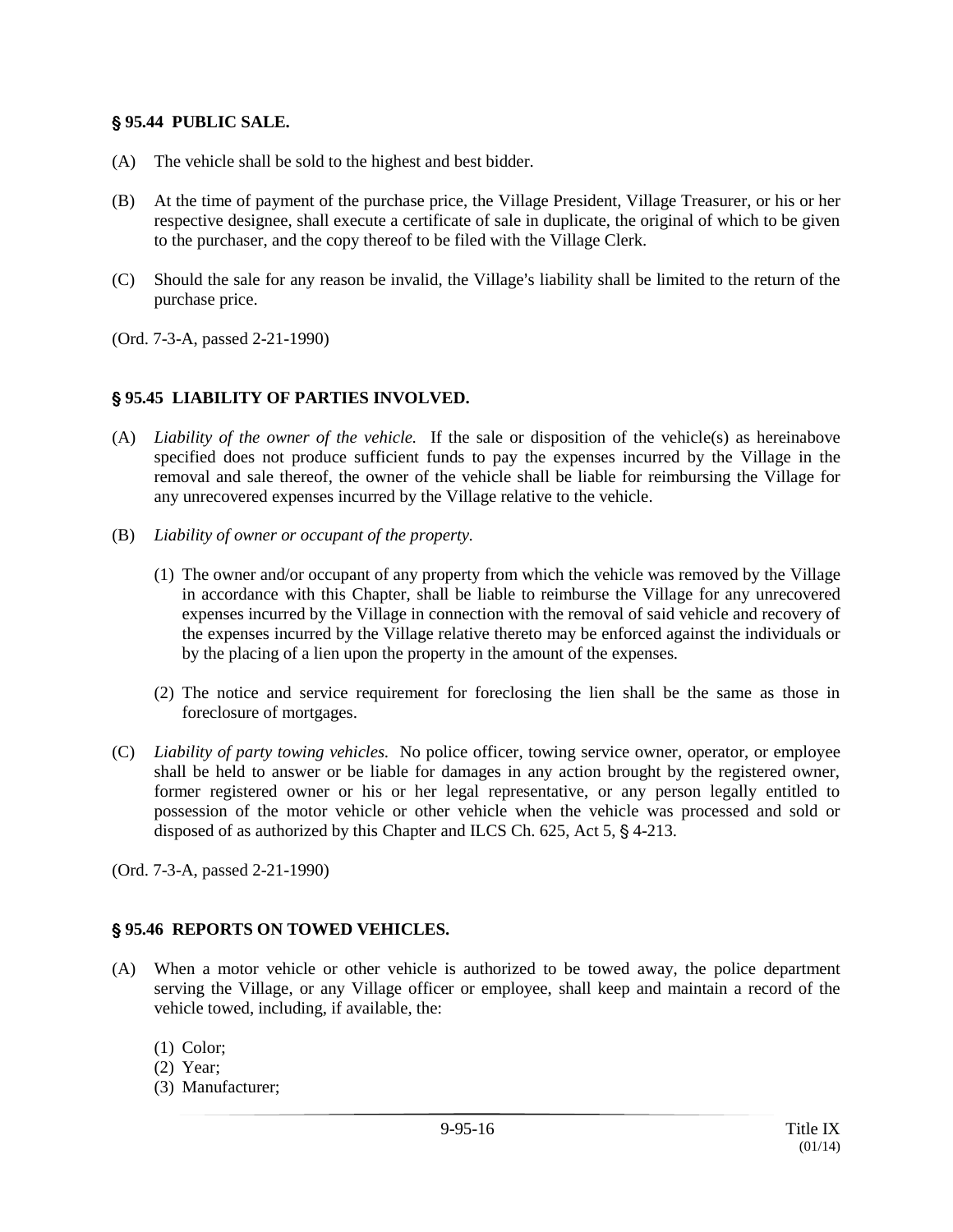## § 95.44 PUBLIC SALE.

(A) The vehicle shall be sold to the highest and best bidder.

(B) At the time of payment of the purchase price, the Village President, Village Treasurer, or his or her respective designee, shall execute a certificate of sale in duplicate, the original of which to be given to the purchaser, and the copy thereof to be filed with the Village Clerk.

(C) Should the sale for any reason be invalid, the Village's liability shall be limited to the return of the purchase price.

(Ord. 7-3-A, passed 2-21-1990)

## § 95.45 LIABILITY OF PARTIES INVOLVED.

(A) *Liability of the owner of the vehicle.* If the sale or disposition of the vehicle(s) as hereinabove specified does not produce sufficient funds to pay the expenses incurred by the Village in the removal and sale thereof, the owner of the vehicle shall be liable for reimbursing the Village for any unrecovered expenses incurred by the Village relative to the vehicle.

(B) *Liability of owner or occupant of the property.*

(1) The owner and/or occupant of any property from which the vehicle was removed by the Village in accordance with this Chapter, shall be liable to reimburse the Village for any unrecovered expenses incurred by the Village in connection with the removal of said vehicle and recovery of the expenses incurred by the Village relative thereto may be enforced against the individuals or by the placing of a lien upon the property in the amount of the expenses.

(2) The notice and service requirement for foreclosing the lien shall be the same as those in foreclosure of mortgages.

(C) *Liability of party towing vehicles.* No police officer, towing service owner, operator, or employee shall be held to answer or be liable for damages in any action brought by the registered owner, former registered owner or his or her legal representative, or any person legally entitled to possession of the motor vehicle or other vehicle when the vehicle was processed and sold or disposed of as authorized by this Chapter and ILCS Ch. 625, Act 5, § 4-213.

(Ord. 7-3-A, passed 2-21-1990)

## § 95.46 REPORTS ON TOWED VEHICLES.

(A) When a motor vehicle or other vehicle is authorized to be towed away, the police department serving the Village, or any Village officer or employee, shall keep and maintain a record of the vehicle towed, including, if available, the:

(1) Color;
(2) Year;
(3) Manufacturer;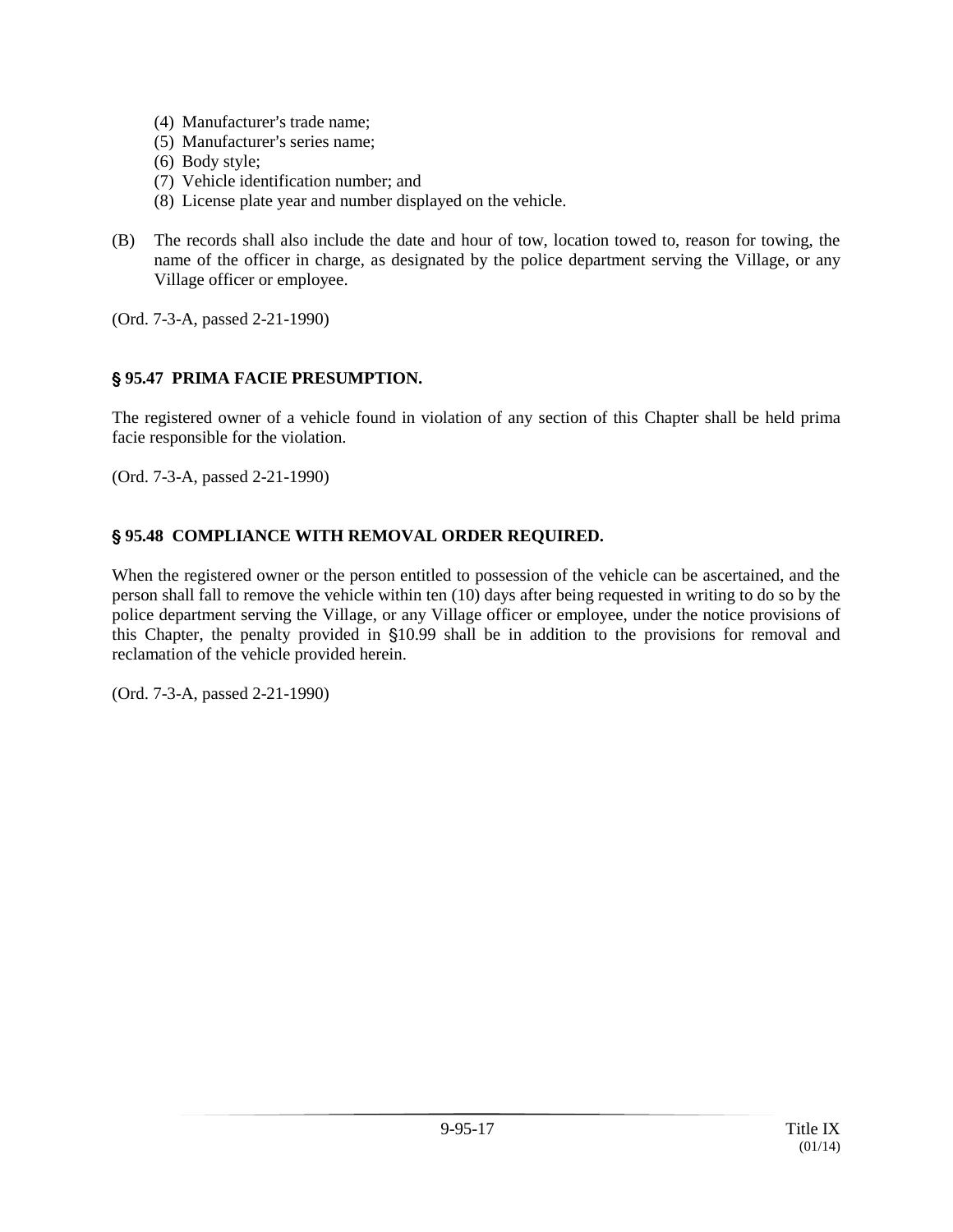(4) Manufacturer's trade name;
(5) Manufacturer's series name;
(6) Body style;
(7) Vehicle identification number; and
(8) License plate year and number displayed on the vehicle.

(B) The records shall also include the date and hour of tow, location towed to, reason for towing, the name of the officer in charge, as designated by the police department serving the Village, or any Village officer or employee.

(Ord. 7-3-A, passed 2-21-1990)

### § 95.47 PRIMA FACIE PRESUMPTION.

The registered owner of a vehicle found in violation of any section of this Chapter shall be held prima facie responsible for the violation.

(Ord. 7-3-A, passed 2-21-1990)

### § 95.48 COMPLIANCE WITH REMOVAL ORDER REQUIRED.

When the registered owner or the person entitled to possession of the vehicle can be ascertained, and the person shall fall to remove the vehicle within ten (10) days after being requested in writing to do so by the police department serving the Village, or any Village officer or employee, under the notice provisions of this Chapter, the penalty provided in §10.99 shall be in addition to the provisions for removal and reclamation of the vehicle provided herein.

(Ord. 7-3-A, passed 2-21-1990)